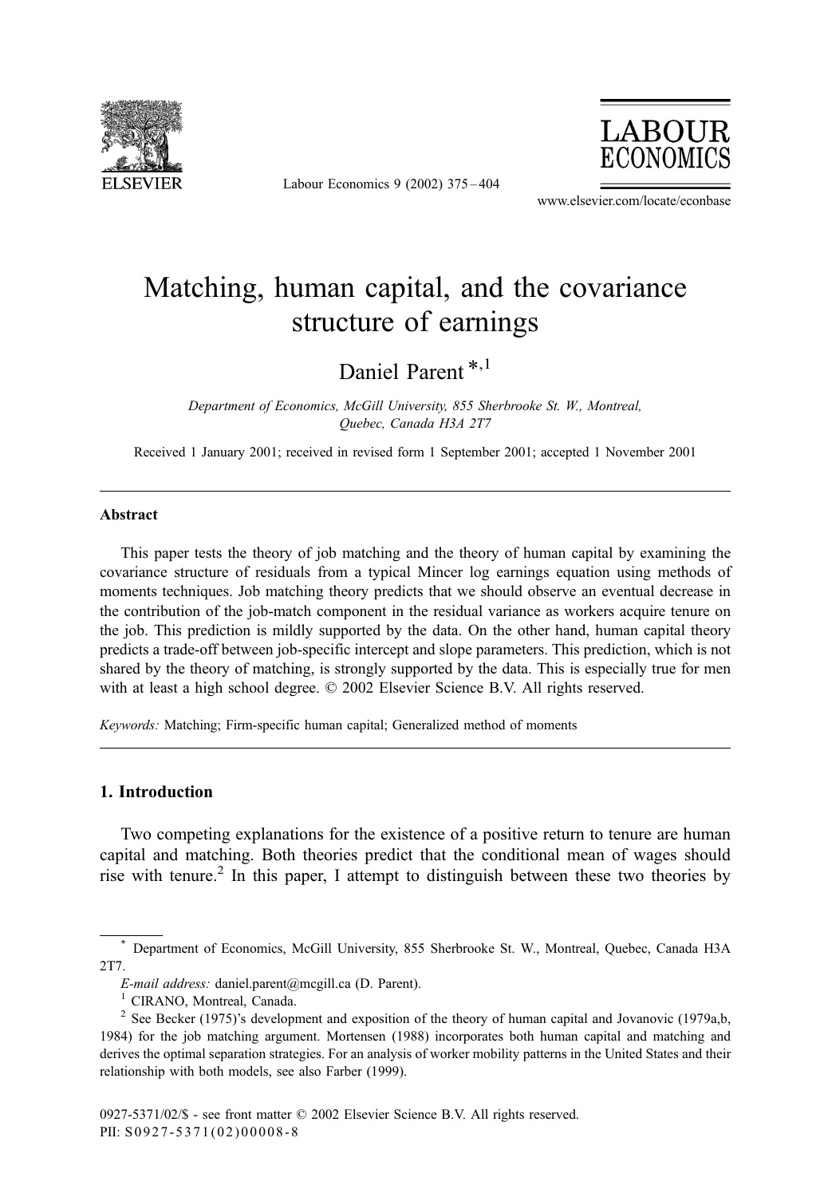# Matching, human capital, and the covariance structure of earnings

Daniel Parent [*,1]

*Department of Economics, McGill University, 855 Sherbrooke St. W., Montreal, Quebec, Canada H3A 2T7*

Received 1 January 2001; received in revised form 1 September 2001; accepted 1 November 2001

---

## Abstract

This paper tests the theory of job matching and the theory of human capital by examining the covariance structure of residuals from a typical Mincer log earnings equation using methods of moments techniques. Job matching theory predicts that we should observe an eventual decrease in the contribution of the job-match component in the residual variance as workers acquire tenure on the job. This prediction is mildly supported by the data. On the other hand, human capital theory predicts a trade-off between job-specific intercept and slope parameters. This prediction, which is not shared by the theory of matching, is strongly supported by the data. This is especially true for men with at least a high school degree. © 2002 Elsevier Science B.V. All rights reserved.

*Keywords:* Matching; Firm-specific human capital; Generalized method of moments

---

## 1. Introduction

Two competing explanations for the existence of a positive return to tenure are human capital and matching. Both theories predict that the conditional mean of wages should rise with tenure.[2] In this paper, I attempt to distinguish between these two theories by

---

[*] Department of Economics, McGill University, 855 Sherbrooke St. W., Montreal, Quebec, Canada H3A 2T7.

*E-mail address:* daniel.parent@mcgill.ca (D. Parent).

[1] CIRANO, Montreal, Canada.

[2] See Becker (1975)'s development and exposition of the theory of human capital and Jovanovic (1979a,b, 1984) for the job matching argument. Mortensen (1988) incorporates both human capital and matching and derives the optimal separation strategies. For an analysis of worker mobility patterns in the United States and their relationship with both models, see also Farber (1999).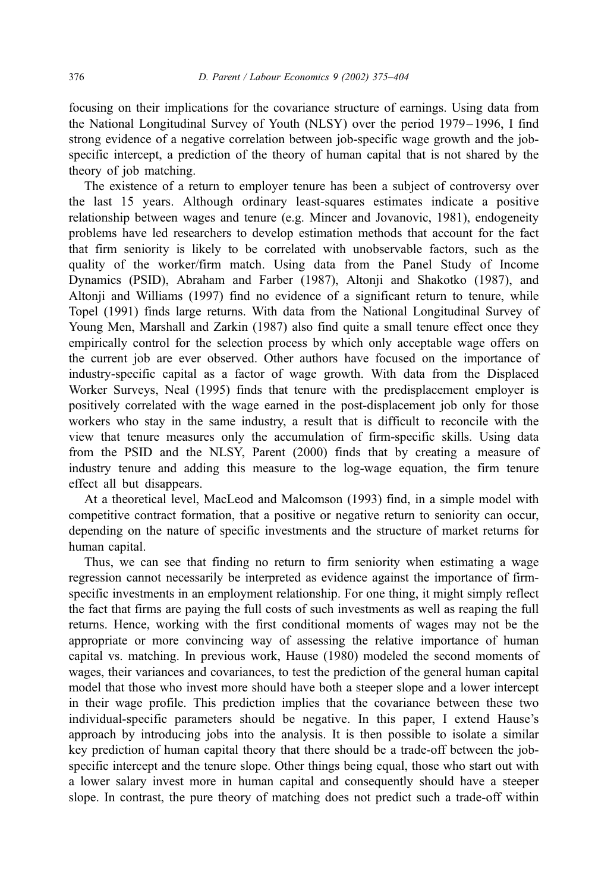focusing on their implications for the covariance structure of earnings. Using data from the National Longitudinal Survey of Youth (NLSY) over the period 1979–1996, I find strong evidence of a negative correlation between job-specific wage growth and the job-specific intercept, a prediction of the theory of human capital that is not shared by the theory of job matching.

The existence of a return to employer tenure has been a subject of controversy over the last 15 years. Although ordinary least-squares estimates indicate a positive relationship between wages and tenure (e.g. Mincer and Jovanovic, 1981), endogeneity problems have led researchers to develop estimation methods that account for the fact that firm seniority is likely to be correlated with unobservable factors, such as the quality of the worker/firm match. Using data from the Panel Study of Income Dynamics (PSID), Abraham and Farber (1987), Altonji and Shakotko (1987), and Altonji and Williams (1997) find no evidence of a significant return to tenure, while Topel (1991) finds large returns. With data from the National Longitudinal Survey of Young Men, Marshall and Zarkin (1987) also find quite a small tenure effect once they empirically control for the selection process by which only acceptable wage offers on the current job are ever observed. Other authors have focused on the importance of industry-specific capital as a factor of wage growth. With data from the Displaced Worker Surveys, Neal (1995) finds that tenure with the predisplacement employer is positively correlated with the wage earned in the post-displacement job only for those workers who stay in the same industry, a result that is difficult to reconcile with the view that tenure measures only the accumulation of firm-specific skills. Using data from the PSID and the NLSY, Parent (2000) finds that by creating a measure of industry tenure and adding this measure to the log-wage equation, the firm tenure effect all but disappears.

At a theoretical level, MacLeod and Malcomson (1993) find, in a simple model with competitive contract formation, that a positive or negative return to seniority can occur, depending on the nature of specific investments and the structure of market returns for human capital.

Thus, we can see that finding no return to firm seniority when estimating a wage regression cannot necessarily be interpreted as evidence against the importance of firm-specific investments in an employment relationship. For one thing, it might simply reflect the fact that firms are paying the full costs of such investments as well as reaping the full returns. Hence, working with the first conditional moments of wages may not be the appropriate or more convincing way of assessing the relative importance of human capital vs. matching. In previous work, Hause (1980) modeled the second moments of wages, their variances and covariances, to test the prediction of the general human capital model that those who invest more should have both a steeper slope and a lower intercept in their wage profile. This prediction implies that the covariance between these two individual-specific parameters should be negative. In this paper, I extend Hause's approach by introducing jobs into the analysis. It is then possible to isolate a similar key prediction of human capital theory that there should be a trade-off between the job-specific intercept and the tenure slope. Other things being equal, those who start out with a lower salary invest more in human capital and consequently should have a steeper slope. In contrast, the pure theory of matching does not predict such a trade-off within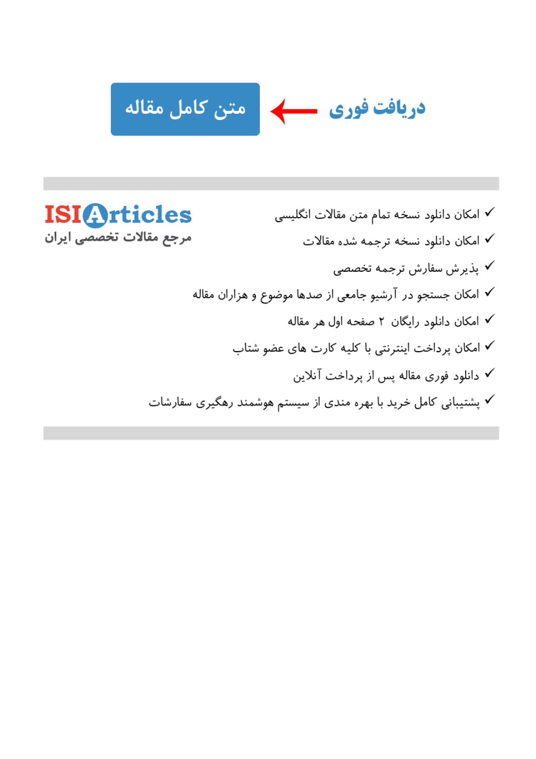دریافت فوری ← متن کامل مقاله

**ISIArticles**
مرجع مقالات تخصصی ایران

- ✓ امکان دانلود نسخه تمام متن مقالات انگلیسی
- ✓ امکان دانلود نسخه ترجمه شده مقالات
- ✓ پذیرش سفارش ترجمه تخصصی
- ✓ امکان جستجو در آرشیو جامعی از صدها موضوع و هزاران مقاله
- ✓ امکان دانلود رایگان ۲ صفحه اول هر مقاله
- ✓ امکان پرداخت اینترنتی با کلیه کارت های عضو شتاب
- ✓ دانلود فوری مقاله پس از پرداخت آنلاین
- ✓ پشتیبانی کامل خرید با بهره مندی از سیستم هوشمند رهگیری سفارشات